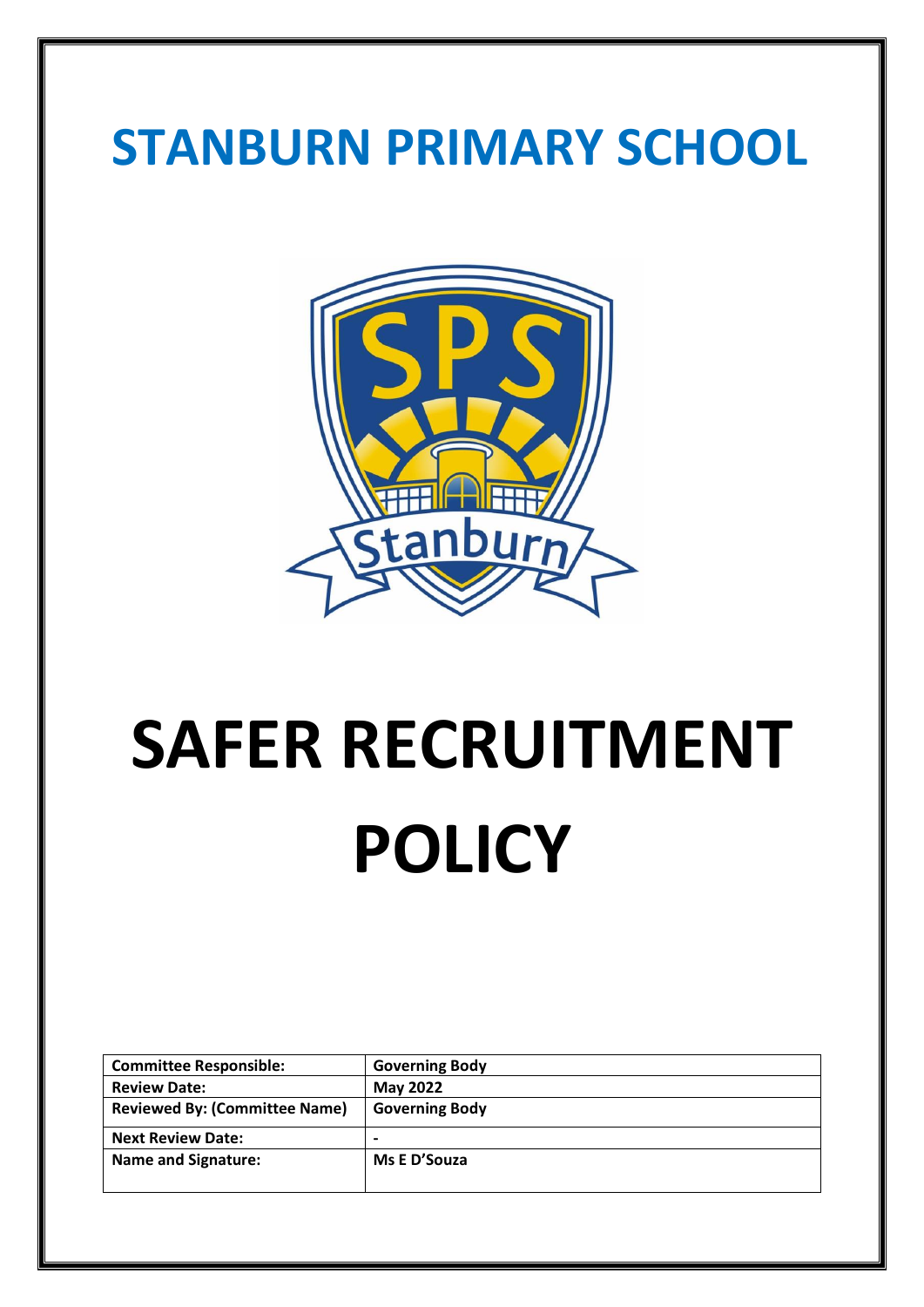# STANBURN PRIMARY SCHOOL

# SAFER RECRUITMENT POLICY

| Committee Responsible: | Governing Body |
|---|---|
| Review Date: | May 2022 |
| Reviewed By: (Committee Name) | Governing Body |
| Next Review Date: | - |
| Name and Signature: | Ms E D'Souza |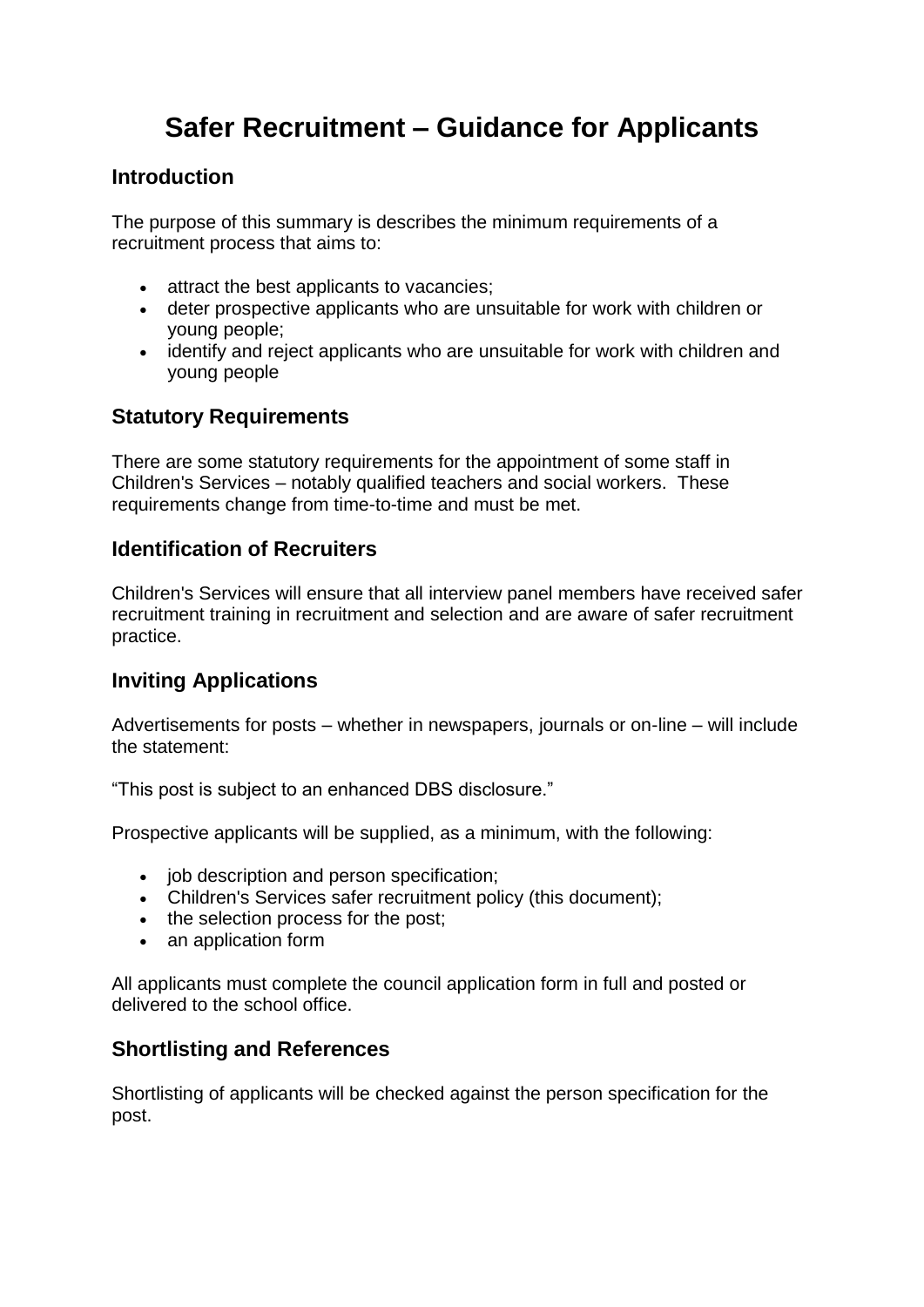# Safer Recruitment – Guidance for Applicants

## Introduction

The purpose of this summary is describes the minimum requirements of a recruitment process that aims to:

- attract the best applicants to vacancies;
- deter prospective applicants who are unsuitable for work with children or young people;
- identify and reject applicants who are unsuitable for work with children and young people

## Statutory Requirements

There are some statutory requirements for the appointment of some staff in Children's Services – notably qualified teachers and social workers. These requirements change from time-to-time and must be met.

## Identification of Recruiters

Children's Services will ensure that all interview panel members have received safer recruitment training in recruitment and selection and are aware of safer recruitment practice.

## Inviting Applications

Advertisements for posts – whether in newspapers, journals or on-line – will include the statement:

"This post is subject to an enhanced DBS disclosure."

Prospective applicants will be supplied, as a minimum, with the following:

- job description and person specification;
- Children's Services safer recruitment policy (this document);
- the selection process for the post;
- an application form

All applicants must complete the council application form in full and posted or delivered to the school office.

## Shortlisting and References

Shortlisting of applicants will be checked against the person specification for the post.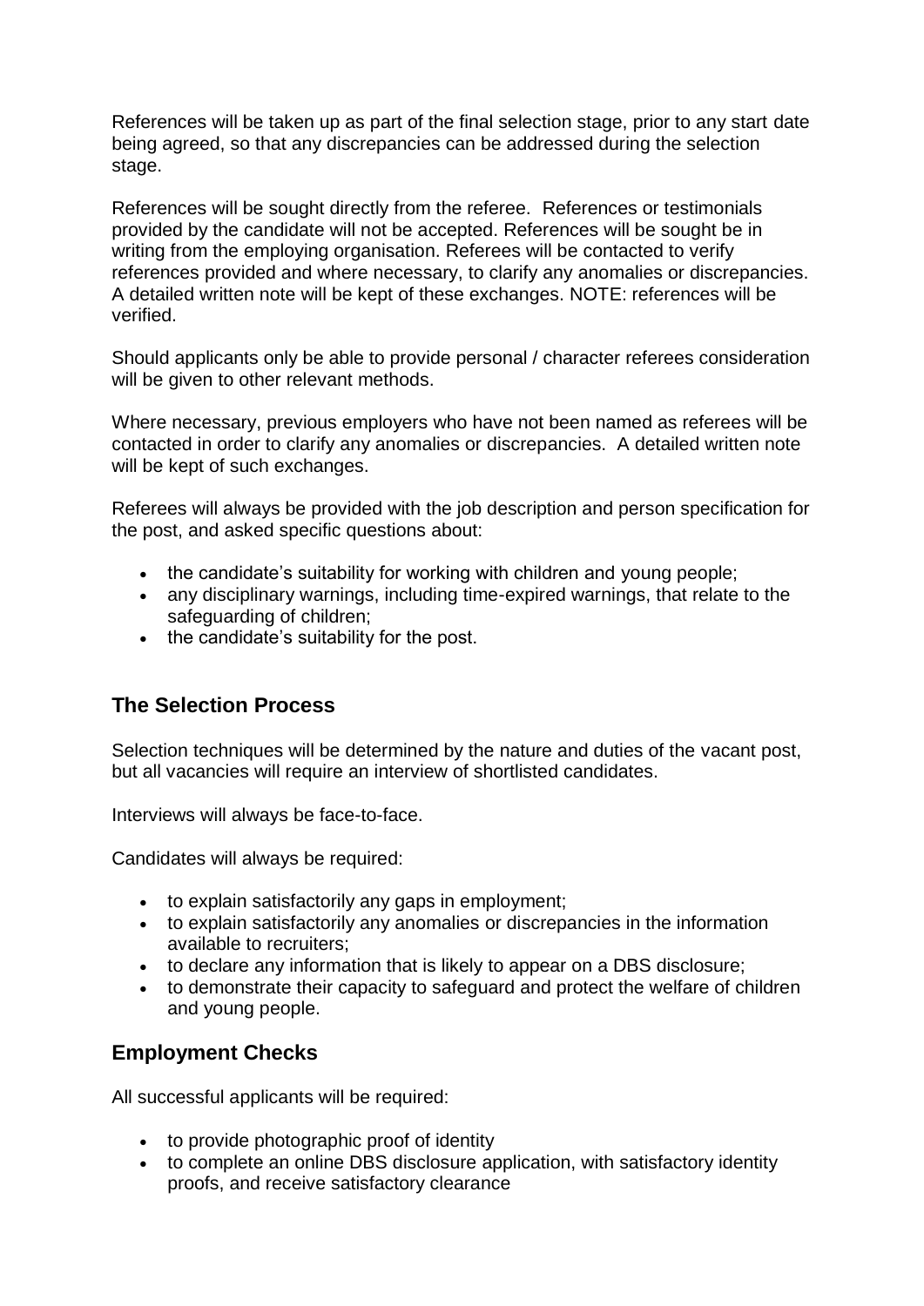References will be taken up as part of the final selection stage, prior to any start date being agreed, so that any discrepancies can be addressed during the selection stage.

References will be sought directly from the referee. References or testimonials provided by the candidate will not be accepted. References will be sought be in writing from the employing organisation. Referees will be contacted to verify references provided and where necessary, to clarify any anomalies or discrepancies. A detailed written note will be kept of these exchanges. NOTE: references will be verified.

Should applicants only be able to provide personal / character referees consideration will be given to other relevant methods.

Where necessary, previous employers who have not been named as referees will be contacted in order to clarify any anomalies or discrepancies. A detailed written note will be kept of such exchanges.

Referees will always be provided with the job description and person specification for the post, and asked specific questions about:

- the candidate's suitability for working with children and young people;
- any disciplinary warnings, including time-expired warnings, that relate to the safeguarding of children;
- the candidate's suitability for the post.

## The Selection Process

Selection techniques will be determined by the nature and duties of the vacant post, but all vacancies will require an interview of shortlisted candidates.

Interviews will always be face-to-face.

Candidates will always be required:

- to explain satisfactorily any gaps in employment;
- to explain satisfactorily any anomalies or discrepancies in the information available to recruiters;
- to declare any information that is likely to appear on a DBS disclosure;
- to demonstrate their capacity to safeguard and protect the welfare of children and young people.

## Employment Checks

All successful applicants will be required:

- to provide photographic proof of identity
- to complete an online DBS disclosure application, with satisfactory identity proofs, and receive satisfactory clearance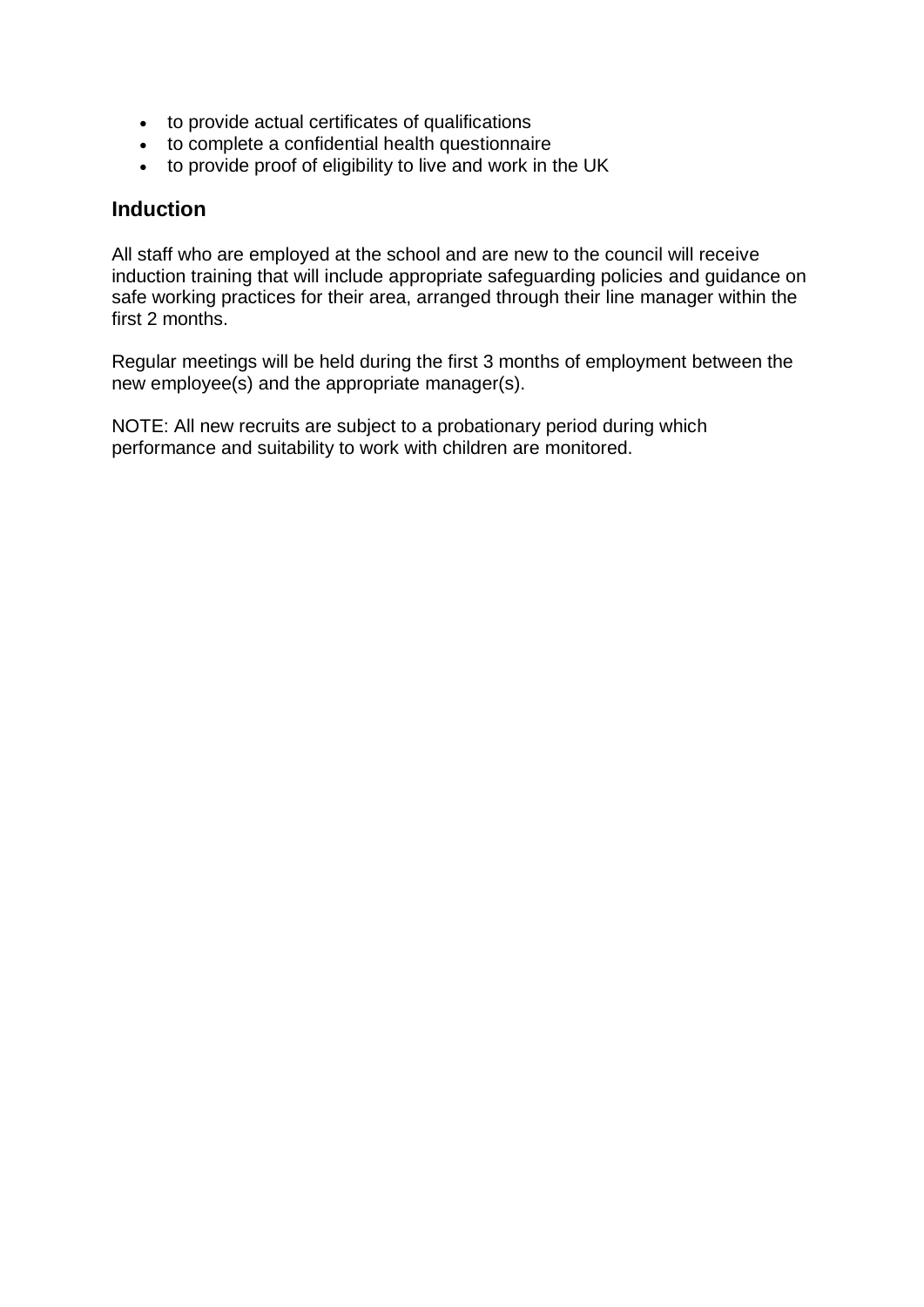- to provide actual certificates of qualifications
- to complete a confidential health questionnaire
- to provide proof of eligibility to live and work in the UK

## Induction

All staff who are employed at the school and are new to the council will receive induction training that will include appropriate safeguarding policies and guidance on safe working practices for their area, arranged through their line manager within the first 2 months.

Regular meetings will be held during the first 3 months of employment between the new employee(s) and the appropriate manager(s).

NOTE: All new recruits are subject to a probationary period during which performance and suitability to work with children are monitored.